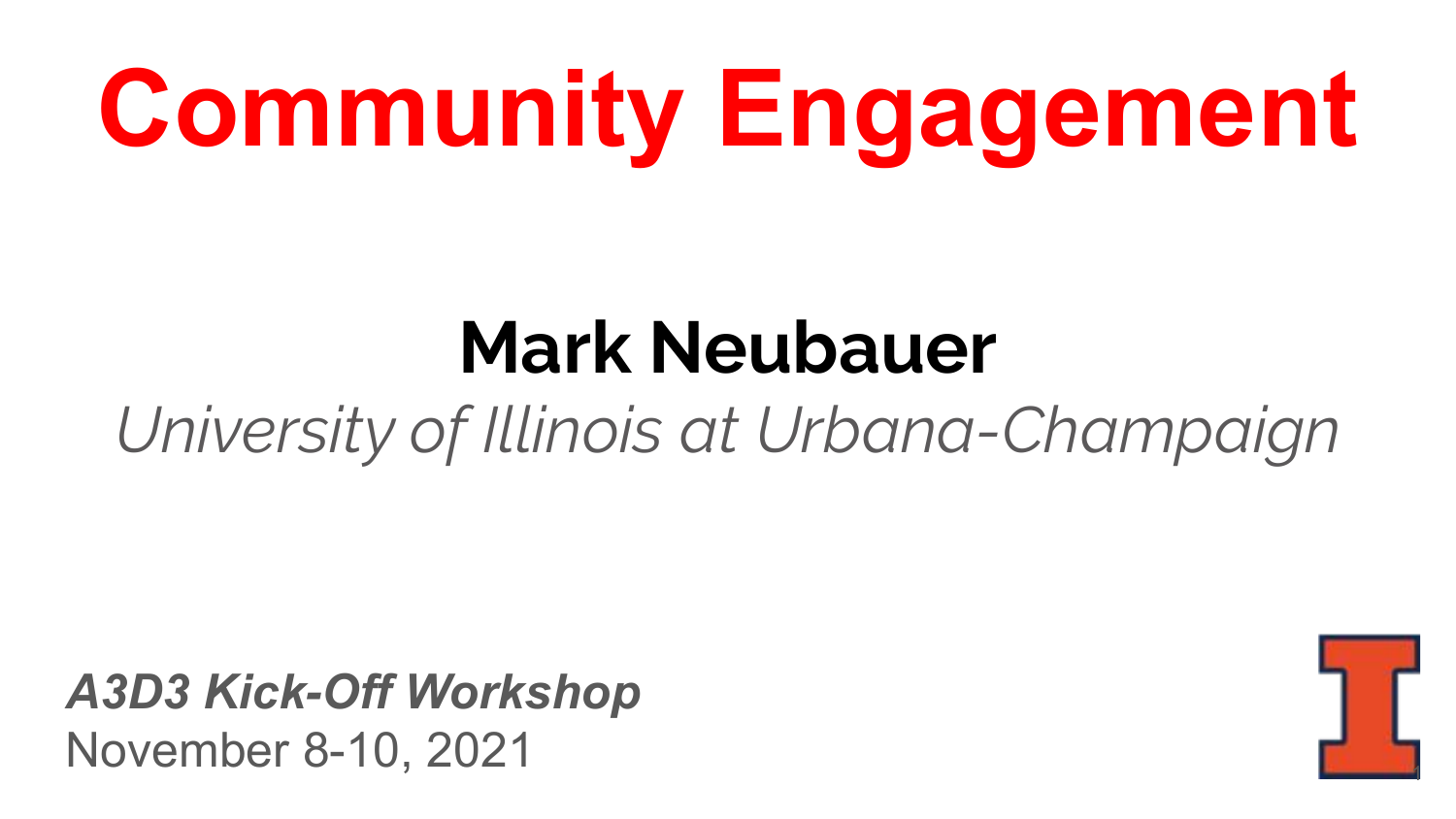# Community Engagement

**Mark Neubauer**

*University of Illinois at Urbana-Champaign*

***A3D3 Kick-Off Workshop***
November 8-10, 2021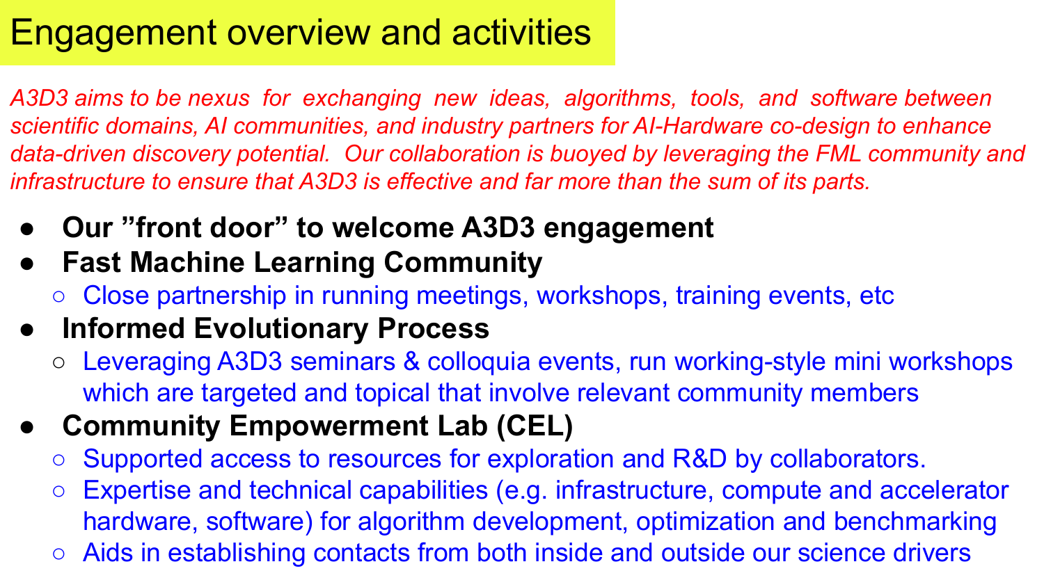# Engagement overview and activities

*A3D3 aims to be nexus for exchanging new ideas, algorithms, tools, and software between scientific domains, AI communities, and industry partners for AI-Hardware co-design to enhance data-driven discovery potential. Our collaboration is buoyed by leveraging the FML community and infrastructure to ensure that A3D3 is effective and far more than the sum of its parts.*

- **Our "front door" to welcome A3D3 engagement**
- **Fast Machine Learning Community**
  - Close partnership in running meetings, workshops, training events, etc
- **Informed Evolutionary Process**
  - Leveraging A3D3 seminars & colloquia events, run working-style mini workshops which are targeted and topical that involve relevant community members
- **Community Empowerment Lab (CEL)**
  - Supported access to resources for exploration and R&D by collaborators.
  - Expertise and technical capabilities (e.g. infrastructure, compute and accelerator hardware, software) for algorithm development, optimization and benchmarking
  - Aids in establishing contacts from both inside and outside our science drivers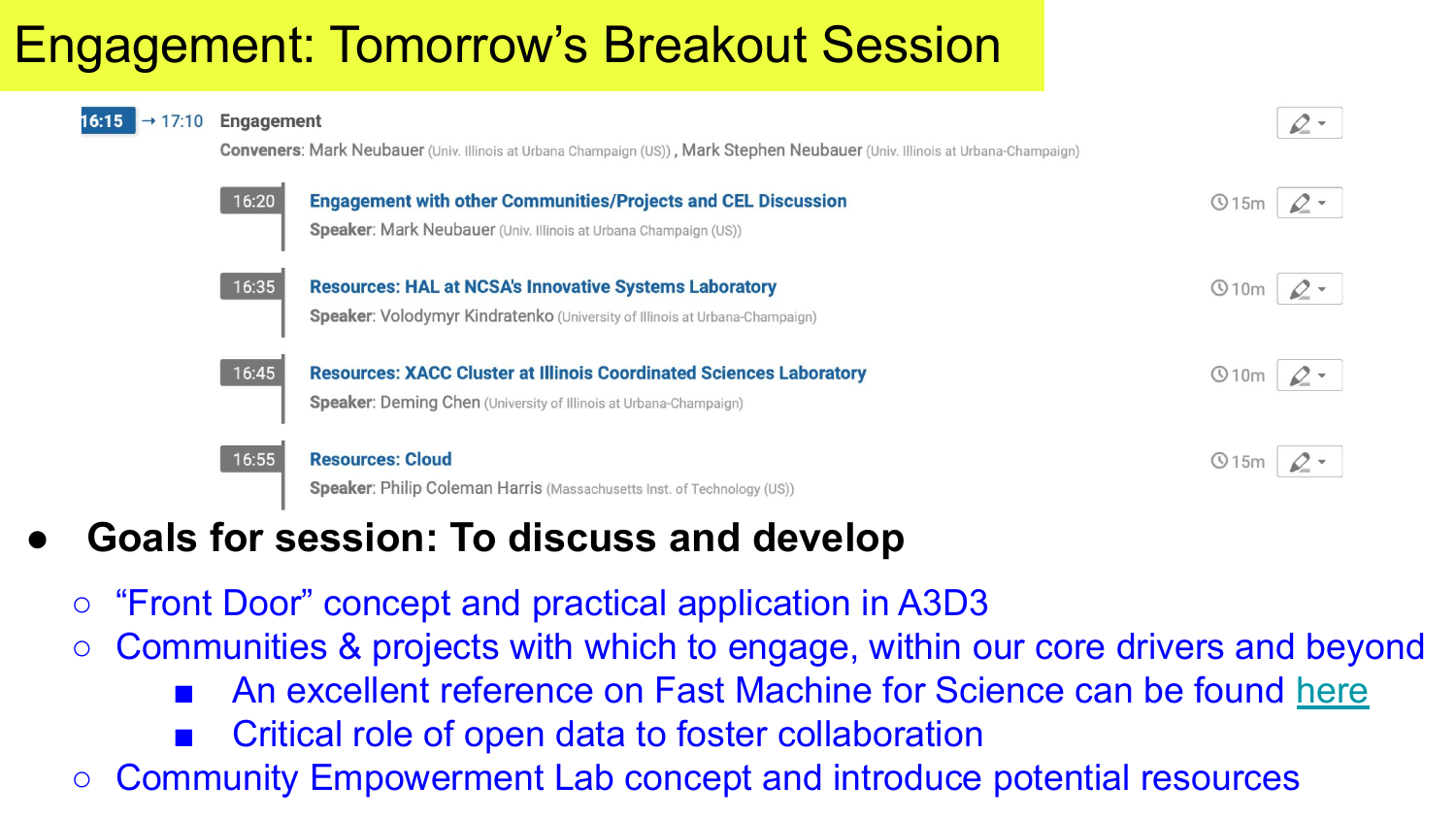# Engagement: Tomorrow's Breakout Session

**16:15** → 17:10 **Engagement**

**Conveners**: Mark Neubauer (Univ. Illinois at Urbana Champaign (US)) , Mark Stephen Neubauer (Univ. Illinois at Urbana-Champaign)

| | | |
|---|---|---|
| 16:20 | **Engagement with other Communities/Projects and CEL Discussion**<br>**Speaker**: Mark Neubauer (Univ. Illinois at Urbana Champaign (US)) | 15m |
| 16:35 | **Resources: HAL at NCSA's Innovative Systems Laboratory**<br>**Speaker**: Volodymyr Kindratenko (University of Illinois at Urbana-Champaign) | 10m |
| 16:45 | **Resources: XACC Cluster at Illinois Coordinated Sciences Laboratory**<br>**Speaker**: Deming Chen (University of Illinois at Urbana-Champaign) | 10m |
| 16:55 | **Resources: Cloud**<br>**Speaker**: Philip Coleman Harris (Massachusetts Inst. of Technology (US)) | 15m |

- **Goals for session: To discuss and develop**
  - "Front Door" concept and practical application in A3D3
  - Communities & projects with which to engage, within our core drivers and beyond
    - An excellent reference on Fast Machine for Science can be found here
    - Critical role of open data to foster collaboration
  - Community Empowerment Lab concept and introduce potential resources